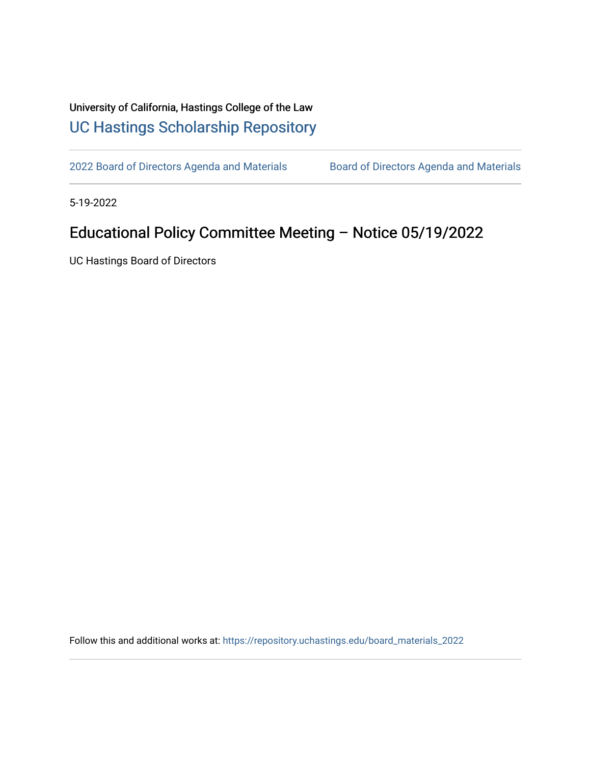University of California, Hastings College of the Law

UC Hastings Scholarship Repository

2022 Board of Directors Agenda and Materials

Board of Directors Agenda and Materials

5-19-2022

# Educational Policy Committee Meeting – Notice 05/19/2022

UC Hastings Board of Directors

Follow this and additional works at: https://repository.uchastings.edu/board_materials_2022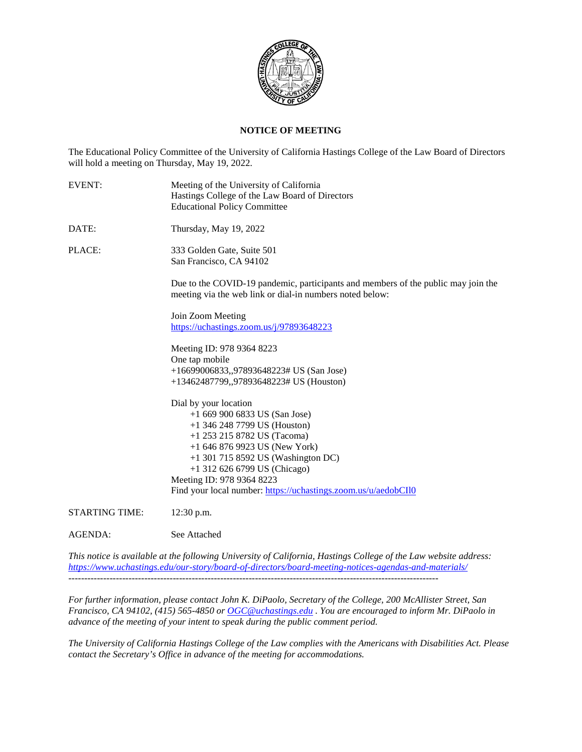**NOTICE OF MEETING**

The Educational Policy Committee of the University of California Hastings College of the Law Board of Directors will hold a meeting on Thursday, May 19, 2022.

EVENT: Meeting of the University of California Hastings College of the Law Board of Directors Educational Policy Committee

DATE: Thursday, May 19, 2022

PLACE: 333 Golden Gate, Suite 501
San Francisco, CA 94102

Due to the COVID-19 pandemic, participants and members of the public may join the meeting via the web link or dial-in numbers noted below:

Join Zoom Meeting
https://uchastings.zoom.us/j/97893648223

Meeting ID: 978 9364 8223
One tap mobile
+16699006833,,97893648223# US (San Jose)
+13462487799,,97893648223# US (Houston)

Dial by your location
+1 669 900 6833 US (San Jose)
+1 346 248 7799 US (Houston)
+1 253 215 8782 US (Tacoma)
+1 646 876 9923 US (New York)
+1 301 715 8592 US (Washington DC)
+1 312 626 6799 US (Chicago)
Meeting ID: 978 9364 8223
Find your local number: https://uchastings.zoom.us/u/aedobCIl0

STARTING TIME: 12:30 p.m.

AGENDA: See Attached

*This notice is available at the following University of California, Hastings College of the Law website address: https://www.uchastings.edu/our-story/board-of-directors/board-meeting-notices-agendas-and-materials/*

---

*For further information, please contact John K. DiPaolo, Secretary of the College, 200 McAllister Street, San Francisco, CA 94102, (415) 565-4850 or OGC@uchastings.edu . You are encouraged to inform Mr. DiPaolo in advance of the meeting of your intent to speak during the public comment period.*

*The University of California Hastings College of the Law complies with the Americans with Disabilities Act. Please contact the Secretary's Office in advance of the meeting for accommodations.*